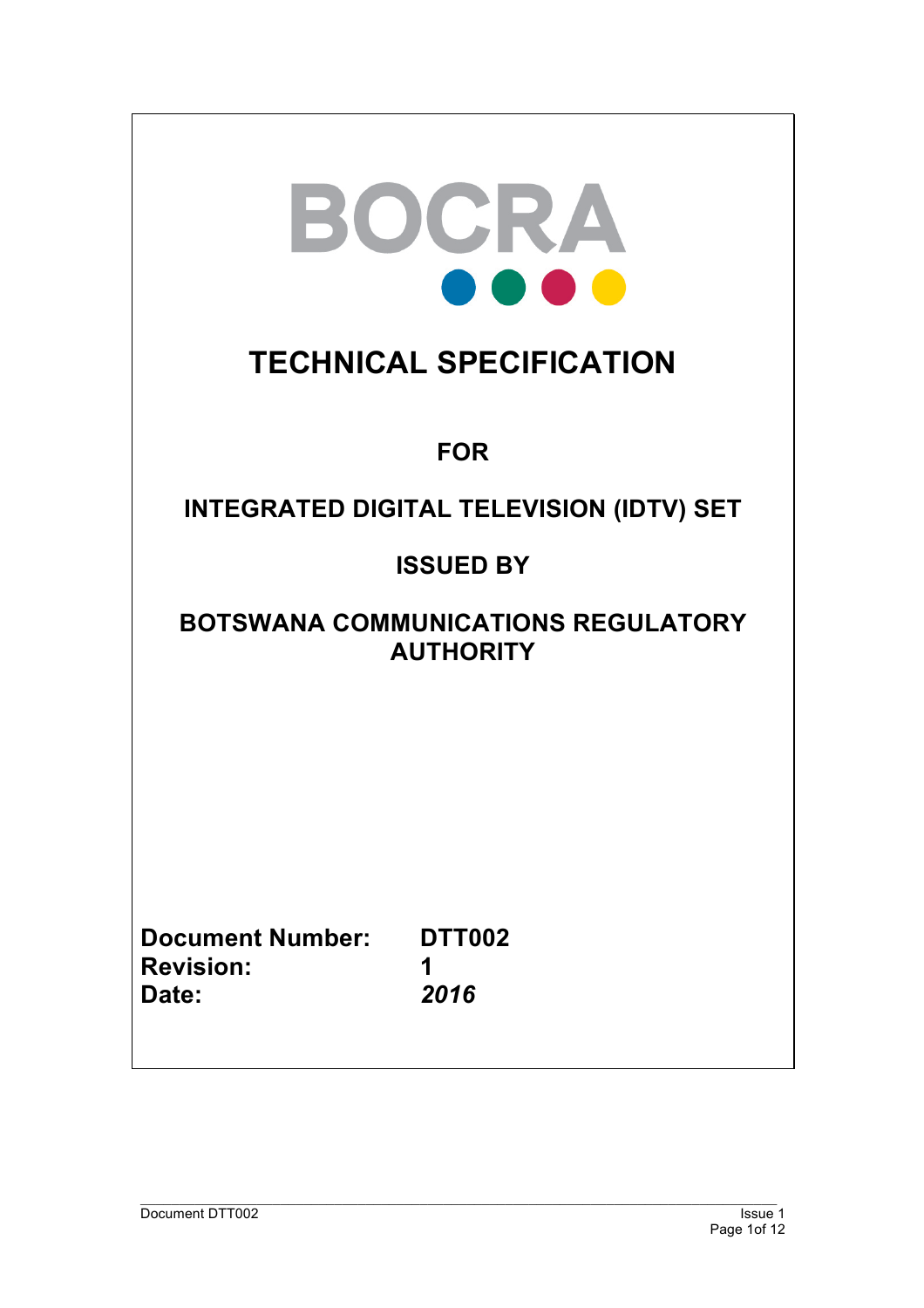BOCRA

# TECHNICAL SPECIFICATION

## FOR

## INTEGRATED DIGITAL TELEVISION (IDTV) SET

## ISSUED BY

## BOTSWANA COMMUNICATIONS REGULATORY AUTHORITY

**Document Number:** **DTT002**
**Revision:** **1**
**Date:** ***2016***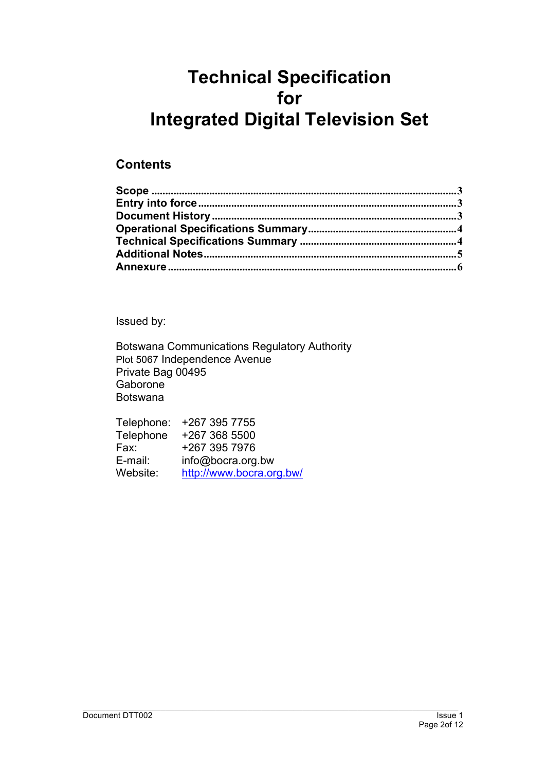# Technical Specification for Integrated Digital Television Set

## Contents

**Scope** ............................................................................................................3
**Entry into force** ..............................................................................................3
**Document History** ..........................................................................................3
**Operational Specifications Summary** ...........................................................4
**Technical Specifications Summary** ..............................................................4
**Additional Notes** .............................................................................................5
**Annexure** .........................................................................................................6

Issued by:

Botswana Communications Regulatory Authority
Plot 5067 Independence Avenue
Private Bag 00495
Gaborone
Botswana

| | |
|---|---|
| Telephone: | +267 395 7755 |
| Telephone | +267 368 5500 |
| Fax: | +267 395 7976 |
| E-mail: | info@bocra.org.bw |
| Website: | http://www.bocra.org.bw/ |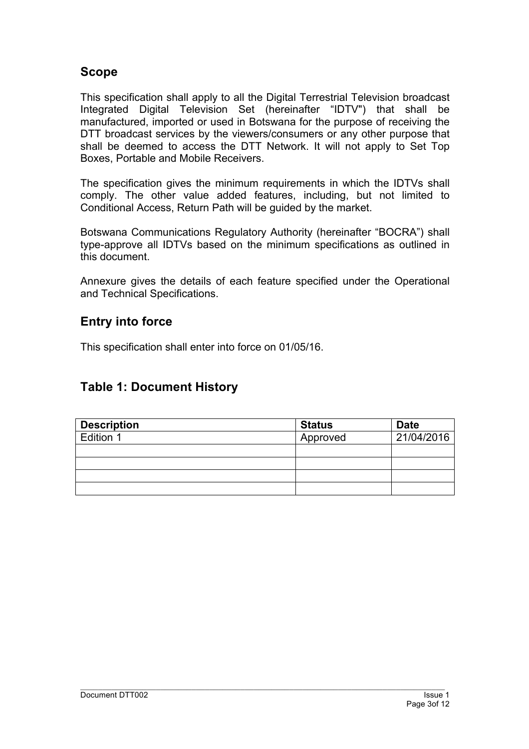## Scope

This specification shall apply to all the Digital Terrestrial Television broadcast Integrated Digital Television Set (hereinafter “IDTV") that shall be manufactured, imported or used in Botswana for the purpose of receiving the DTT broadcast services by the viewers/consumers or any other purpose that shall be deemed to access the DTT Network. It will not apply to Set Top Boxes, Portable and Mobile Receivers.

The specification gives the minimum requirements in which the IDTVs shall comply. The other value added features, including, but not limited to Conditional Access, Return Path will be guided by the market.

Botswana Communications Regulatory Authority (hereinafter “BOCRA”) shall type-approve all IDTVs based on the minimum specifications as outlined in this document.

Annexure gives the details of each feature specified under the Operational and Technical Specifications.

## Entry into force

This specification shall enter into force on 01/05/16.

## Table 1: Document History

| Description | Status | Date |
|---|---|---|
| Edition 1 | Approved | 21/04/2016 |
| | | |
| | | |
| | | |
| | | |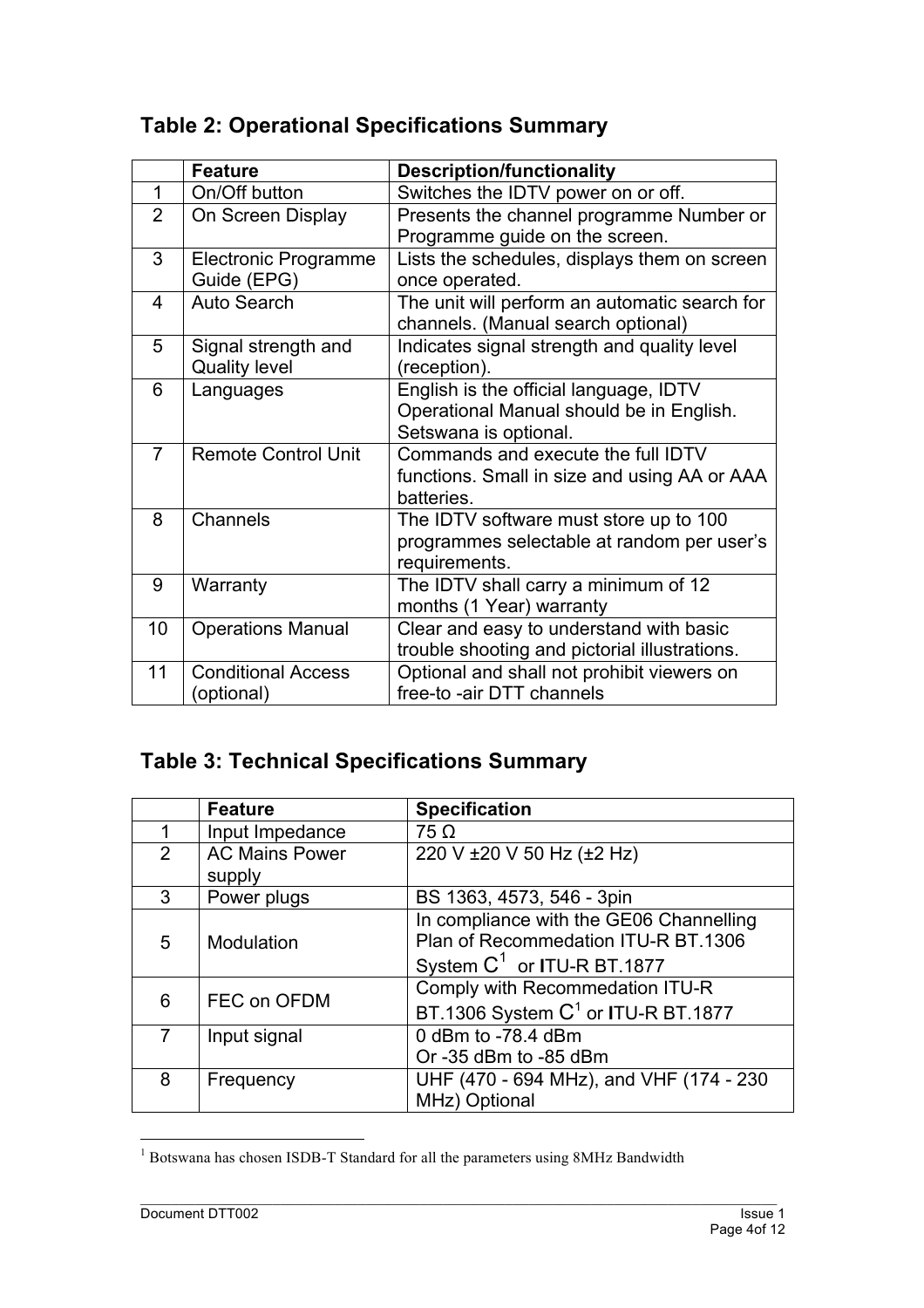## Table 2: Operational Specifications Summary

| | Feature | Description/functionality |
|---|---|---|
| 1 | On/Off button | Switches the IDTV power on or off. |
| 2 | On Screen Display | Presents the channel programme Number or Programme guide on the screen. |
| 3 | Electronic Programme Guide (EPG) | Lists the schedules, displays them on screen once operated. |
| 4 | Auto Search | The unit will perform an automatic search for channels. (Manual search optional) |
| 5 | Signal strength and Quality level | Indicates signal strength and quality level (reception). |
| 6 | Languages | English is the official language, IDTV Operational Manual should be in English. Setswana is optional. |
| 7 | Remote Control Unit | Commands and execute the full IDTV functions. Small in size and using AA or AAA batteries. |
| 8 | Channels | The IDTV software must store up to 100 programmes selectable at random per user's requirements. |
| 9 | Warranty | The IDTV shall carry a minimum of 12 months (1 Year) warranty |
| 10 | Operations Manual | Clear and easy to understand with basic trouble shooting and pictorial illustrations. |
| 11 | Conditional Access (optional) | Optional and shall not prohibit viewers on free-to -air DTT channels |

## Table 3: Technical Specifications Summary

| | Feature | Specification |
|---|---|---|
| 1 | Input Impedance | 75 Ω |
| 2 | AC Mains Power supply | 220 V ±20 V 50 Hz (±2 Hz) |
| 3 | Power plugs | BS 1363, 4573, 546 - 3pin |
| 5 | Modulation | In compliance with the GE06 Channelling Plan of Recommedation ITU-R BT.1306 System C[1] or ITU-R BT.1877 |
| 6 | FEC on OFDM | Comply with Recommedation ITU-R BT.1306 System C[1] or ITU-R BT.1877 |
| 7 | Input signal | 0 dBm to -78.4 dBm<br>Or -35 dBm to -85 dBm |
| 8 | Frequency | UHF (470 - 694 MHz), and VHF (174 - 230 MHz) Optional |

[1] Botswana has chosen ISDB-T Standard for all the parameters using 8MHz Bandwidth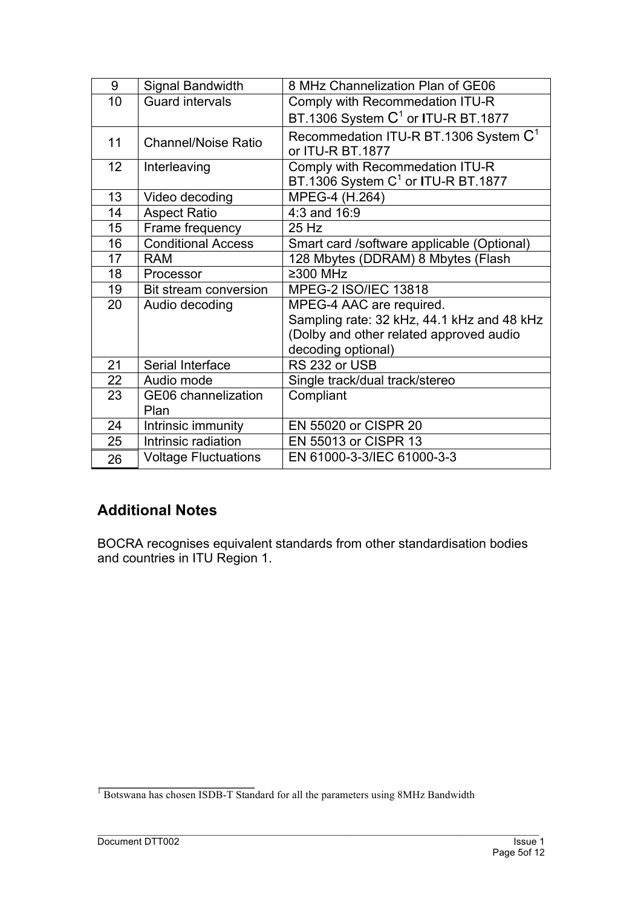| 9 | Signal Bandwidth | 8 MHz Channelization Plan of GE06 |
|---|---|---|
| 10 | Guard intervals | Comply with Recommedation ITU-R BT.1306 System C[1] or ITU-R BT.1877 |
| 11 | Channel/Noise Ratio | Recommedation ITU-R BT.1306 System C[1] or ITU-R BT.1877 |
| 12 | Interleaving | Comply with Recommedation ITU-R BT.1306 System C[1] or ITU-R BT.1877 |
| 13 | Video decoding | MPEG-4 (H.264) |
| 14 | Aspect Ratio | 4:3 and 16:9 |
| 15 | Frame frequency | 25 Hz |
| 16 | Conditional Access | Smart card /software applicable (Optional) |
| 17 | RAM | 128 Mbytes (DDRAM) 8 Mbytes (Flash |
| 18 | Processor | ≥300 MHz |
| 19 | Bit stream conversion | MPEG-2 ISO/IEC 13818 |
| 20 | Audio decoding | MPEG-4 AAC are required.<br>Sampling rate: 32 kHz, 44.1 kHz and 48 kHz (Dolby and other related approved audio decoding optional) |
| 21 | Serial Interface | RS 232 or USB |
| 22 | Audio mode | Single track/dual track/stereo |
| 23 | GE06 channelization Plan | Compliant |
| 24 | Intrinsic immunity | EN 55020 or CISPR 20 |
| 25 | Intrinsic radiation | EN 55013 or CISPR 13 |
| 26 | Voltage Fluctuations | EN 61000-3-3/IEC 61000-3-3 |

## Additional Notes

BOCRA recognises equivalent standards from other standardisation bodies and countries in ITU Region 1.

[1] Botswana has chosen ISDB-T Standard for all the parameters using 8MHz Bandwidth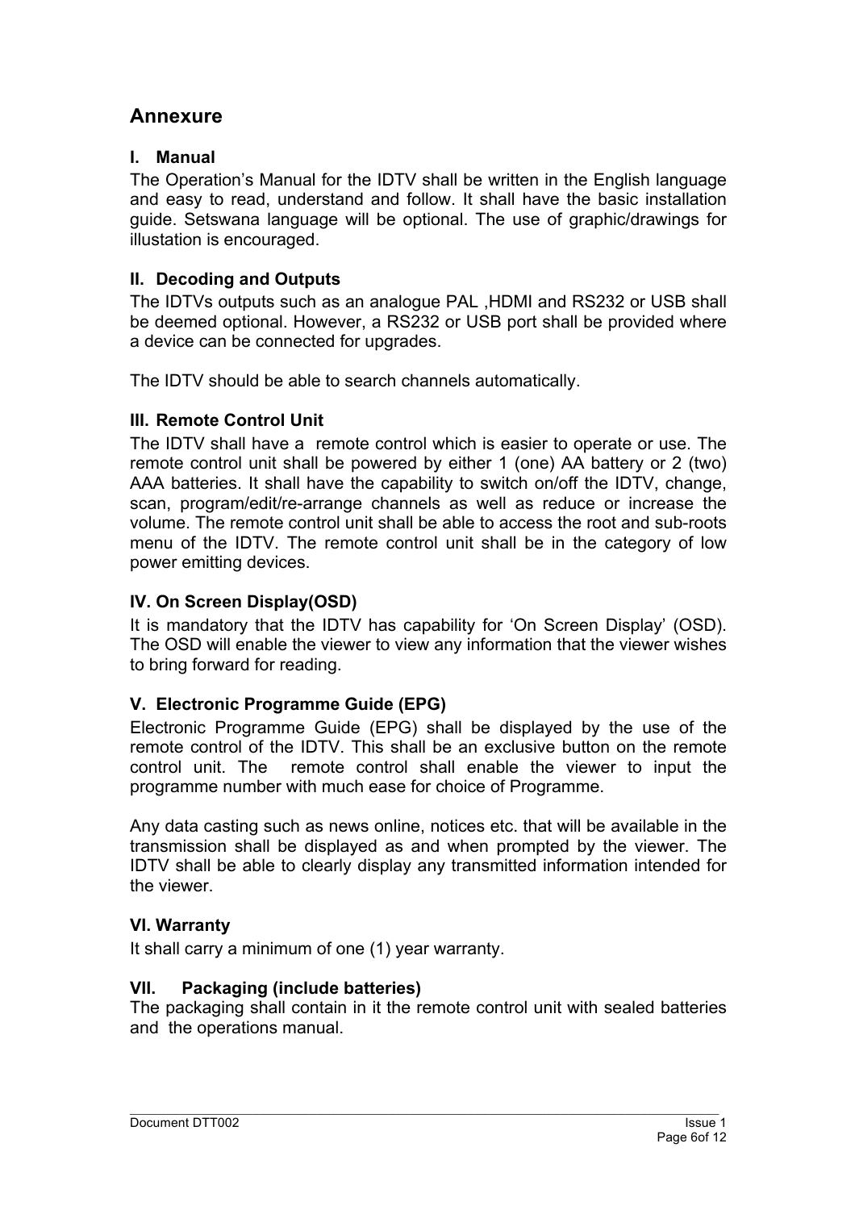## Annexure

### I. Manual

The Operation's Manual for the IDTV shall be written in the English language and easy to read, understand and follow. It shall have the basic installation guide. Setswana language will be optional. The use of graphic/drawings for illustation is encouraged.

### II. Decoding and Outputs

The IDTVs outputs such as an analogue PAL ,HDMI and RS232 or USB shall be deemed optional. However, a RS232 or USB port shall be provided where a device can be connected for upgrades.

The IDTV should be able to search channels automatically.

### III. Remote Control Unit

The IDTV shall have a remote control which is easier to operate or use. The remote control unit shall be powered by either 1 (one) AA battery or 2 (two) AAA batteries. It shall have the capability to switch on/off the IDTV, change, scan, program/edit/re-arrange channels as well as reduce or increase the volume. The remote control unit shall be able to access the root and sub-roots menu of the IDTV. The remote control unit shall be in the category of low power emitting devices.

### IV. On Screen Display(OSD)

It is mandatory that the IDTV has capability for 'On Screen Display' (OSD). The OSD will enable the viewer to view any information that the viewer wishes to bring forward for reading.

### V. Electronic Programme Guide (EPG)

Electronic Programme Guide (EPG) shall be displayed by the use of the remote control of the IDTV. This shall be an exclusive button on the remote control unit. The remote control shall enable the viewer to input the programme number with much ease for choice of Programme.

Any data casting such as news online, notices etc. that will be available in the transmission shall be displayed as and when prompted by the viewer. The IDTV shall be able to clearly display any transmitted information intended for the viewer.

### VI. Warranty

It shall carry a minimum of one (1) year warranty.

### VII. Packaging (include batteries)

The packaging shall contain in it the remote control unit with sealed batteries and the operations manual.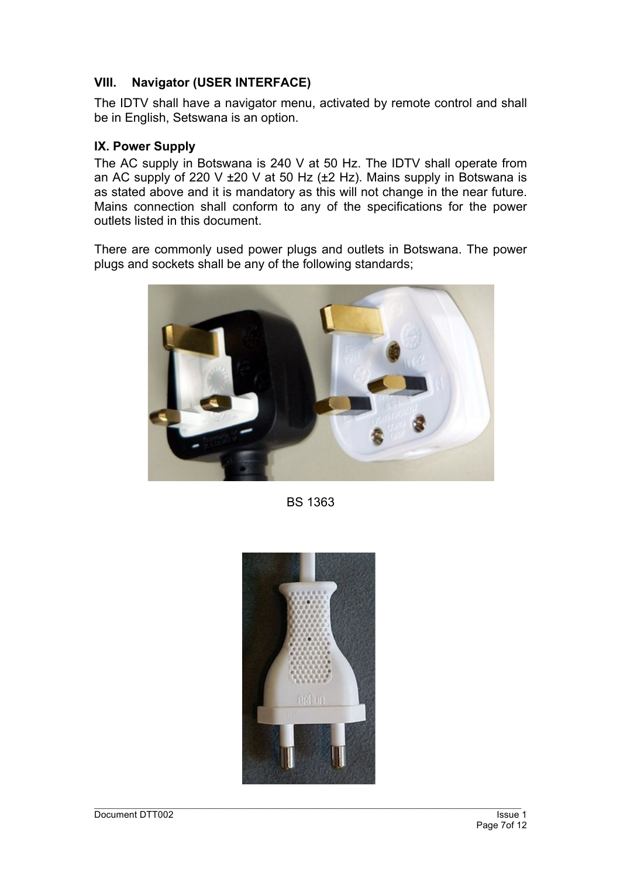### VIII. Navigator (USER INTERFACE)

The IDTV shall have a navigator menu, activated by remote control and shall be in English, Setswana is an option.

### IX. Power Supply

The AC supply in Botswana is 240 V at 50 Hz. The IDTV shall operate from an AC supply of 220 V ±20 V at 50 Hz (±2 Hz). Mains supply in Botswana is as stated above and it is mandatory as this will not change in the near future. Mains connection shall conform to any of the specifications for the power outlets listed in this document.

There are commonly used power plugs and outlets in Botswana. The power plugs and sockets shall be any of the following standards;

BS 1363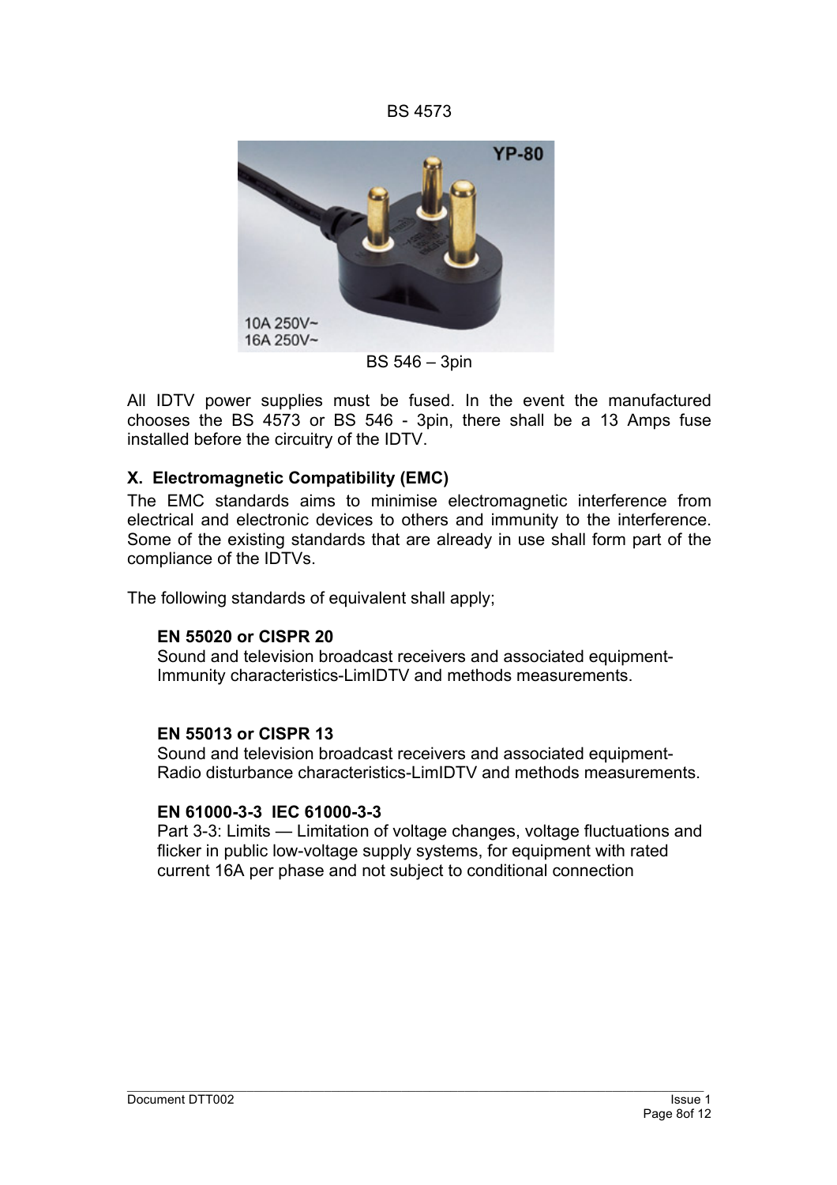BS 4573

BS 546 – 3pin

All IDTV power supplies must be fused. In the event the manufactured chooses the BS 4573 or BS 546 - 3pin, there shall be a 13 Amps fuse installed before the circuitry of the IDTV.

### X. Electromagnetic Compatibility (EMC)

The EMC standards aims to minimise electromagnetic interference from electrical and electronic devices to others and immunity to the interference. Some of the existing standards that are already in use shall form part of the compliance of the IDTVs.

The following standards of equivalent shall apply;

**EN 55020 or CISPR 20**
Sound and television broadcast receivers and associated equipment-Immunity characteristics-LimIDTV and methods measurements.

**EN 55013 or CISPR 13**
Sound and television broadcast receivers and associated equipment-Radio disturbance characteristics-LimIDTV and methods measurements.

**EN 61000-3-3 IEC 61000-3-3**
Part 3-3: Limits — Limitation of voltage changes, voltage fluctuations and flicker in public low-voltage supply systems, for equipment with rated current 16A per phase and not subject to conditional connection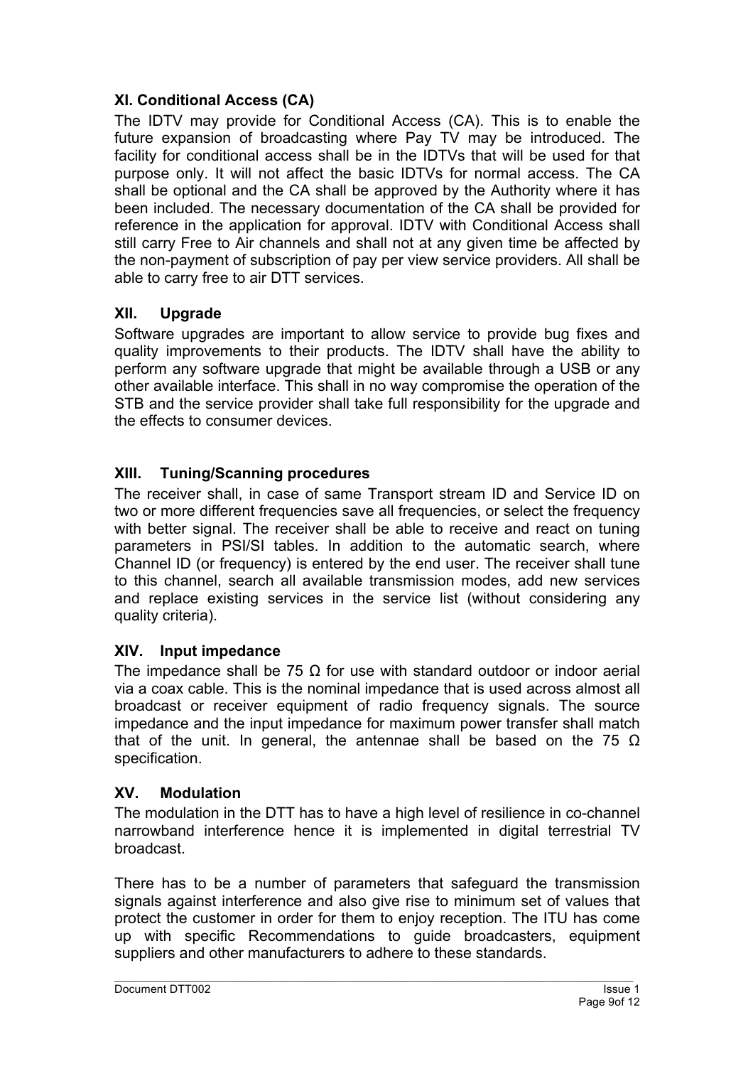### XI. Conditional Access (CA)

The IDTV may provide for Conditional Access (CA). This is to enable the future expansion of broadcasting where Pay TV may be introduced. The facility for conditional access shall be in the IDTVs that will be used for that purpose only. It will not affect the basic IDTVs for normal access. The CA shall be optional and the CA shall be approved by the Authority where it has been included. The necessary documentation of the CA shall be provided for reference in the application for approval. IDTV with Conditional Access shall still carry Free to Air channels and shall not at any given time be affected by the non-payment of subscription of pay per view service providers. All shall be able to carry free to air DTT services.

### XII. Upgrade

Software upgrades are important to allow service to provide bug fixes and quality improvements to their products. The IDTV shall have the ability to perform any software upgrade that might be available through a USB or any other available interface. This shall in no way compromise the operation of the STB and the service provider shall take full responsibility for the upgrade and the effects to consumer devices.

### XIII. Tuning/Scanning procedures

The receiver shall, in case of same Transport stream ID and Service ID on two or more different frequencies save all frequencies, or select the frequency with better signal. The receiver shall be able to receive and react on tuning parameters in PSI/SI tables. In addition to the automatic search, where Channel ID (or frequency) is entered by the end user. The receiver shall tune to this channel, search all available transmission modes, add new services and replace existing services in the service list (without considering any quality criteria).

### XIV. Input impedance

The impedance shall be 75 Ω for use with standard outdoor or indoor aerial via a coax cable. This is the nominal impedance that is used across almost all broadcast or receiver equipment of radio frequency signals. The source impedance and the input impedance for maximum power transfer shall match that of the unit. In general, the antennae shall be based on the 75 Ω specification.

### XV. Modulation

The modulation in the DTT has to have a high level of resilience in co-channel narrowband interference hence it is implemented in digital terrestrial TV broadcast.

There has to be a number of parameters that safeguard the transmission signals against interference and also give rise to minimum set of values that protect the customer in order for them to enjoy reception. The ITU has come up with specific Recommendations to guide broadcasters, equipment suppliers and other manufacturers to adhere to these standards.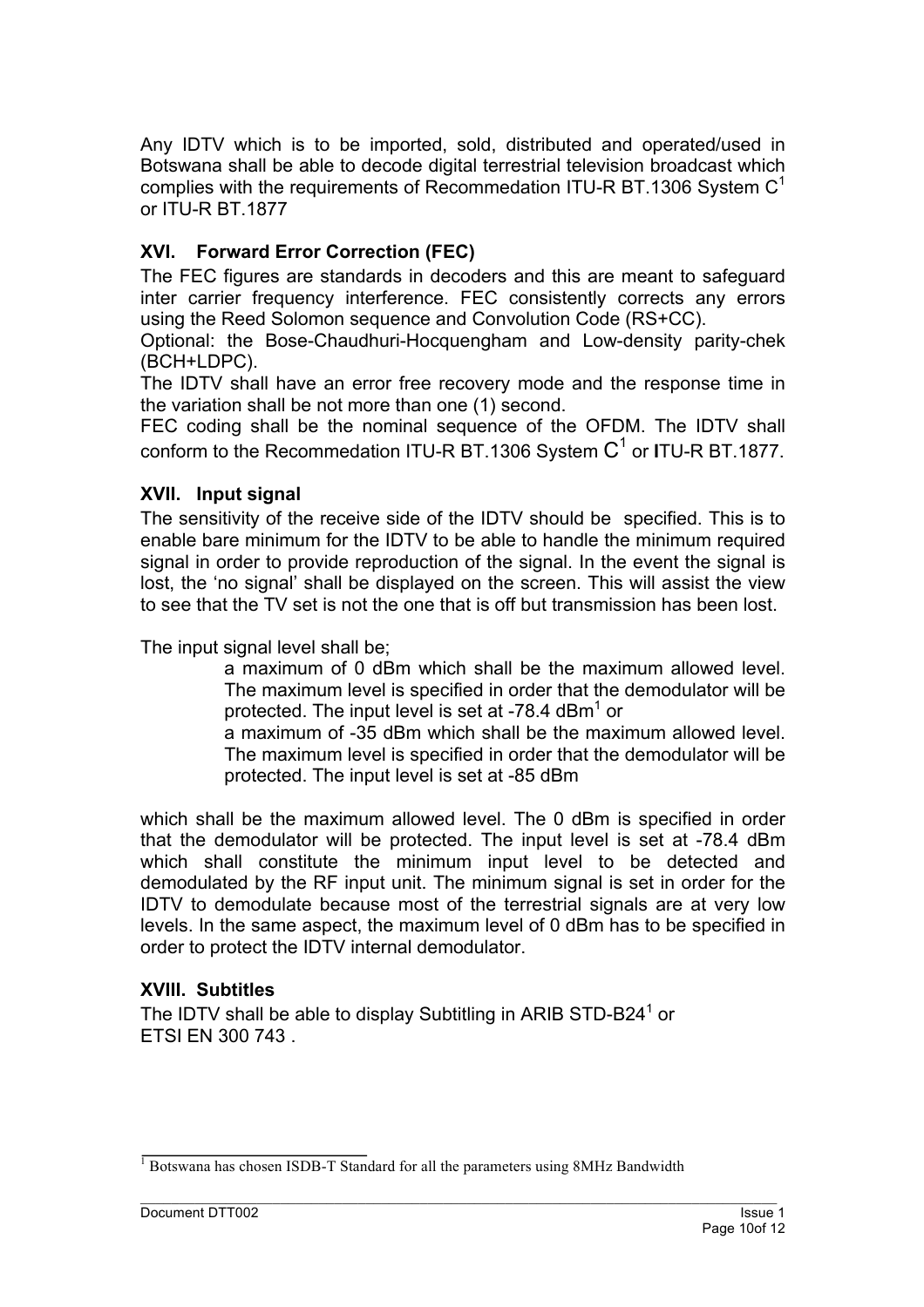Any IDTV which is to be imported, sold, distributed and operated/used in Botswana shall be able to decode digital terrestrial television broadcast which complies with the requirements of Recommedation ITU-R BT.1306 System C[1] or ITU-R BT.1877

### XVI. Forward Error Correction (FEC)

The FEC figures are standards in decoders and this are meant to safeguard inter carrier frequency interference. FEC consistently corrects any errors using the Reed Solomon sequence and Convolution Code (RS+CC).

Optional: the Bose-Chaudhuri-Hocquengham and Low-density parity-chek (BCH+LDPC).

The IDTV shall have an error free recovery mode and the response time in the variation shall be not more than one (1) second.

FEC coding shall be the nominal sequence of the OFDM. The IDTV shall conform to the Recommedation ITU-R BT.1306 System C[1] or ITU-R BT.1877.

### XVII. Input signal

The sensitivity of the receive side of the IDTV should be specified. This is to enable bare minimum for the IDTV to be able to handle the minimum required signal in order to provide reproduction of the signal. In the event the signal is lost, the 'no signal' shall be displayed on the screen. This will assist the view to see that the TV set is not the one that is off but transmission has been lost.

The input signal level shall be;

> a maximum of 0 dBm which shall be the maximum allowed level. The maximum level is specified in order that the demodulator will be protected. The input level is set at -78.4 dBm[1] or
>
> a maximum of -35 dBm which shall be the maximum allowed level. The maximum level is specified in order that the demodulator will be protected. The input level is set at -85 dBm

which shall be the maximum allowed level. The 0 dBm is specified in order that the demodulator will be protected. The input level is set at -78.4 dBm which shall constitute the minimum input level to be detected and demodulated by the RF input unit. The minimum signal is set in order for the IDTV to demodulate because most of the terrestrial signals are at very low levels. In the same aspect, the maximum level of 0 dBm has to be specified in order to protect the IDTV internal demodulator.

### XVIII. Subtitles

The IDTV shall be able to display Subtitling in ARIB STD-B24[1] or ETSI EN 300 743 .

---

[1] Botswana has chosen ISDB-T Standard for all the parameters using 8MHz Bandwidth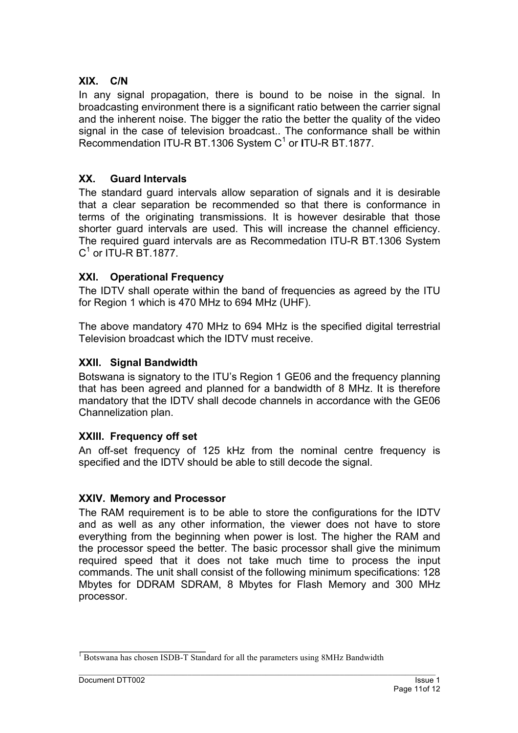### XIX. C/N

In any signal propagation, there is bound to be noise in the signal. In broadcasting environment there is a significant ratio between the carrier signal and the inherent noise. The bigger the ratio the better the quality of the video signal in the case of television broadcast.. The conformance shall be within Recommendation ITU-R BT.1306 System C[1] or ITU-R BT.1877.

### XX. Guard Intervals

The standard guard intervals allow separation of signals and it is desirable that a clear separation be recommended so that there is conformance in terms of the originating transmissions. It is however desirable that those shorter guard intervals are used. This will increase the channel efficiency. The required guard intervals are as Recommedation ITU-R BT.1306 System C[1] or ITU-R BT.1877.

### XXI. Operational Frequency

The IDTV shall operate within the band of frequencies as agreed by the ITU for Region 1 which is 470 MHz to 694 MHz (UHF).

The above mandatory 470 MHz to 694 MHz is the specified digital terrestrial Television broadcast which the IDTV must receive.

### XXII. Signal Bandwidth

Botswana is signatory to the ITU's Region 1 GE06 and the frequency planning that has been agreed and planned for a bandwidth of 8 MHz. It is therefore mandatory that the IDTV shall decode channels in accordance with the GE06 Channelization plan.

### XXIII. Frequency off set

An off-set frequency of 125 kHz from the nominal centre frequency is specified and the IDTV should be able to still decode the signal.

### XXIV. Memory and Processor

The RAM requirement is to be able to store the configurations for the IDTV and as well as any other information, the viewer does not have to store everything from the beginning when power is lost. The higher the RAM and the processor speed the better. The basic processor shall give the minimum required speed that it does not take much time to process the input commands. The unit shall consist of the following minimum specifications: 128 Mbytes for DDRAM SDRAM, 8 Mbytes for Flash Memory and 300 MHz processor.

---

[1] Botswana has chosen ISDB-T Standard for all the parameters using 8MHz Bandwidth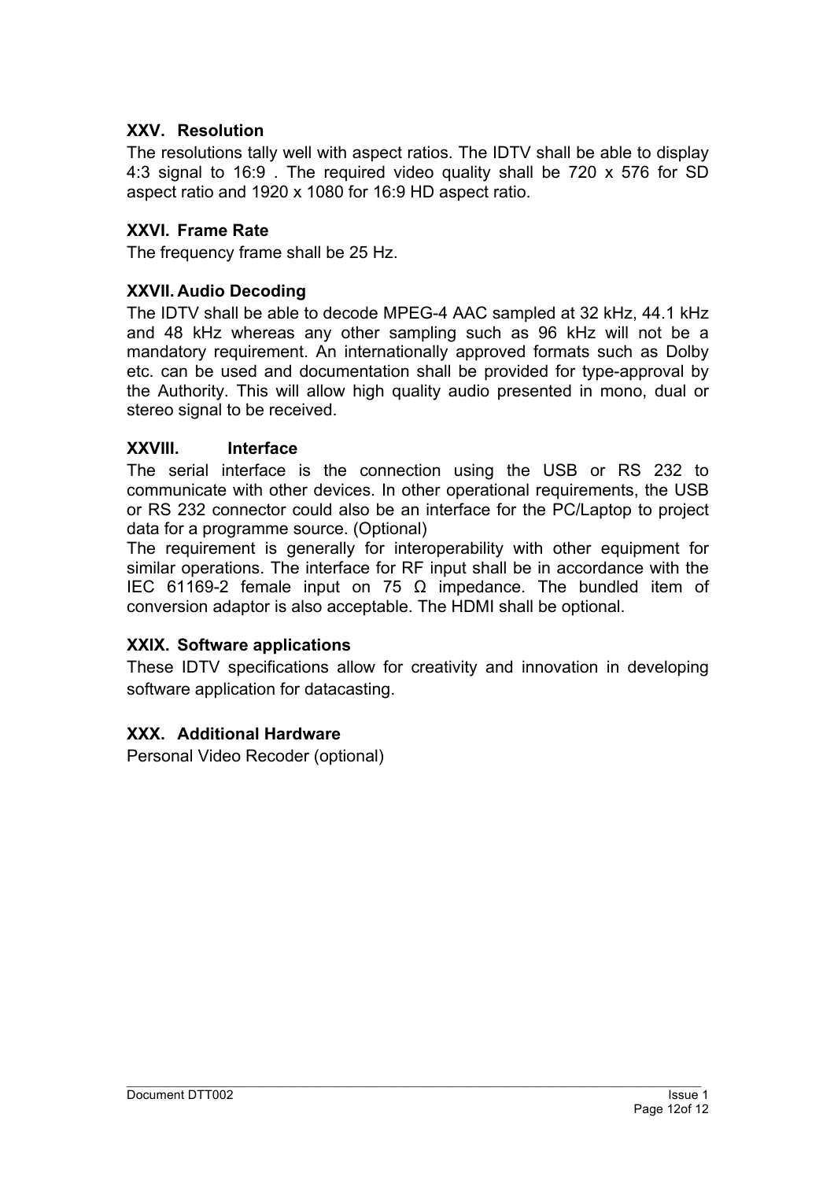### XXV. Resolution

The resolutions tally well with aspect ratios. The IDTV shall be able to display 4:3 signal to 16:9 . The required video quality shall be 720 x 576 for SD aspect ratio and 1920 x 1080 for 16:9 HD aspect ratio.

### XXVI. Frame Rate

The frequency frame shall be 25 Hz.

### XXVII. Audio Decoding

The IDTV shall be able to decode MPEG-4 AAC sampled at 32 kHz, 44.1 kHz and 48 kHz whereas any other sampling such as 96 kHz will not be a mandatory requirement. An internationally approved formats such as Dolby etc. can be used and documentation shall be provided for type-approval by the Authority. This will allow high quality audio presented in mono, dual or stereo signal to be received.

### XXVIII. Interface

The serial interface is the connection using the USB or RS 232 to communicate with other devices. In other operational requirements, the USB or RS 232 connector could also be an interface for the PC/Laptop to project data for a programme source. (Optional)

The requirement is generally for interoperability with other equipment for similar operations. The interface for RF input shall be in accordance with the IEC 61169-2 female input on 75 Ω impedance. The bundled item of conversion adaptor is also acceptable. The HDMI shall be optional.

### XXIX. Software applications

These IDTV specifications allow for creativity and innovation in developing software application for datacasting.

### XXX. Additional Hardware

Personal Video Recoder (optional)